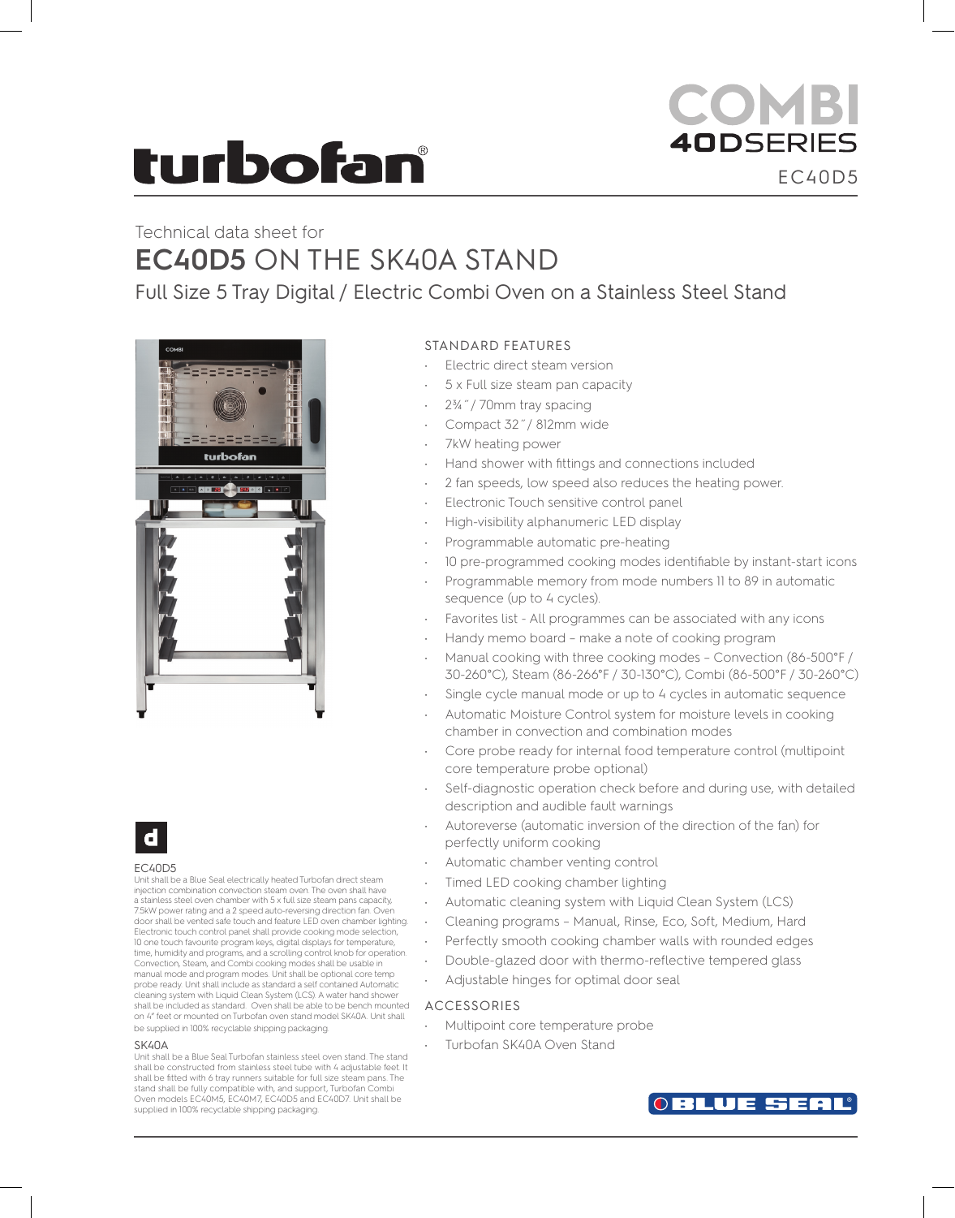turbofan®

# COMBI 40DSERIES

EC40D5

Technical data sheet for

# EC40D5 ON THE SK40A STAND

## Full Size 5 Tray Digital / Electric Combi Oven on a Stainless Steel Stand

### STANDARD FEATURES

- Electric direct steam version
- 5 x Full size steam pan capacity
- 2¾″ / 70mm tray spacing
- Compact 32″ / 812mm wide
- 7kW heating power
- Hand shower with fittings and connections included
- 2 fan speeds, low speed also reduces the heating power.
- Electronic Touch sensitive control panel
- High-visibility alphanumeric LED display
- Programmable automatic pre-heating
- 10 pre-programmed cooking modes identifiable by instant-start icons
- Programmable memory from mode numbers 11 to 89 in automatic sequence (up to 4 cycles).
- Favorites list - All programmes can be associated with any icons
- Handy memo board – make a note of cooking program
- Manual cooking with three cooking modes – Convection (86-500°F / 30-260°C), Steam (86-266°F / 30-130°C), Combi (86-500°F / 30-260°C)
- Single cycle manual mode or up to 4 cycles in automatic sequence
- Automatic Moisture Control system for moisture levels in cooking chamber in convection and combination modes
- Core probe ready for internal food temperature control (multipoint core temperature probe optional)
- Self-diagnostic operation check before and during use, with detailed description and audible fault warnings
- Autoreverse (automatic inversion of the direction of the fan) for perfectly uniform cooking
- Automatic chamber venting control
- Timed LED cooking chamber lighting
- Automatic cleaning system with Liquid Clean System (LCS)
- Cleaning programs – Manual, Rinse, Eco, Soft, Medium, Hard
- Perfectly smooth cooking chamber walls with rounded edges
- Double-glazed door with thermo-reflective tempered glass
- Adjustable hinges for optimal door seal

### ACCESSORIES

- Multipoint core temperature probe
- Turbofan SK40A Oven Stand

d

#### EC40D5

Unit shall be a Blue Seal electrically heated Turbofan direct steam injection combination convection steam oven. The oven shall have a stainless steel oven chamber with 5 x full size steam pans capacity, 7.5kW power rating and a 2 speed auto-reversing direction fan. Oven door shall be vented safe touch and feature LED oven chamber lighting. Electronic touch control panel shall provide cooking mode selection, 10 one touch favourite program keys, digital displays for temperature, time, humidity and programs, and a scrolling control knob for operation. Convection, Steam, and Combi cooking modes shall be usable in manual mode and program modes. Unit shall be optional core temp probe ready. Unit shall include as standard a self contained Automatic cleaning system with Liquid Clean System (LCS). A water hand shower shall be included as standard. Oven shall be able to be bench mounted on 4" feet or mounted on Turbofan oven stand model SK40A. Unit shall be supplied in 100% recyclable shipping packaging.

#### SK40A

Unit shall be a Blue Seal Turbofan stainless steel oven stand. The stand shall be constructed from stainless steel tube with 4 adjustable feet. It shall be fitted with 6 tray runners suitable for full size steam pans. The stand shall be fully compatible with, and support, Turbofan Combi Oven models EC40M5, EC40M7, EC40D5 and EC40D7. Unit shall be supplied in 100% recyclable shipping packaging.

BLUE SEAL®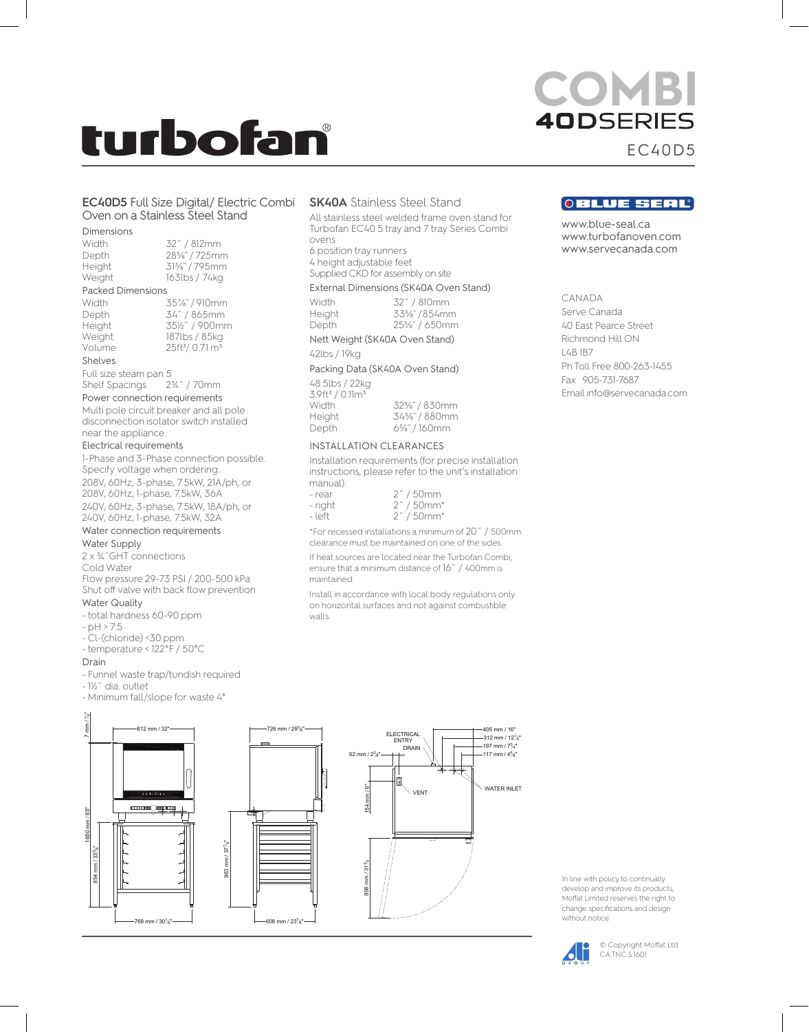# turbofan®

# COMBI 40DSERIES

EC40D5

## EC40D5 Full Size Digital/ Electric Combi Oven on a Stainless Steel Stand

### Dimensions

| | |
|---|---|
| Width | 32" / 812mm |
| Depth | 28⅝" / 725mm |
| Height | 31⅜" / 795mm |
| Weight | 163lbs / 74kg |

### Packed Dimensions

| | |
|---|---|
| Width | 35⅞" / 910mm |
| Depth | 34" / 865mm |
| Height | 35½" / 900mm |
| Weight | 187lbs / 85kg |
| Volume | 25ft³/ 0.71 m³ |

### Shelves

Full size steam pan 5
Shelf Spacings 2¾" / 70mm

### Power connection requirements

Multi pole circuit breaker and all pole disconnection isolator switch installed near the appliance.

### Electrical requirements

1-Phase and 3-Phase connection possible. Specify voltage when ordering.

208V, 60Hz, 3-phase, 7.5kW, 21A/ph, or
208V, 60Hz, 1-phase, 7.5kW, 36A

240V, 60Hz, 3-phase, 7.5kW, 18A/ph, or
240V, 60Hz, 1-phase, 7.5kW, 32A

### Water connection requirements

### Water Supply

2 x ¾"GHT connections
Cold Water
Flow pressure 29-73 PSI / 200-500 kPa
Shut off valve with back flow prevention

### Water Quality

- total hardness 60-90 ppm
- pH > 7.5
- Cl-(chloride) <30 ppm
- temperature < 122°F / 50°C

### Drain

- Funnel waste trap/tundish required
- 1½" dia. outlet
- Minimum fall/slope for waste 4°

## SK40A Stainless Steel Stand

All stainless steel welded frame oven stand for Turbofan EC40 5 tray and 7 tray Series Combi ovens
6 position tray runners
4 height adjustable feet
Supplied CKD for assembly on site

### External Dimensions (SK40A Oven Stand)

| | |
|---|---|
| Width | 32" / 810mm |
| Height | 33⅝" / 854mm |
| Depth | 25⅝" / 650mm |

### Nett Weight (SK40A Oven Stand)

42lbs / 19kg

### Packing Data (SK40A Oven Stand)

48.5lbs / 22kg
3.9ft³ / 0.11m³

| | |
|---|---|
| Width | 32⅝" / 830mm |
| Height | 34⅝" / 880mm |
| Depth | 6⅜" / 160mm |

### INSTALLATION CLEARANCES

Installation requirements (for precise installation instructions, please refer to the unit's installation manual).

| | |
|---|---|
| - rear | 2" / 50mm |
| - right | 2" / 50mm* |
| - left | 2" / 50mm* |

*For recessed installations a minimum of 20" / 500mm clearance must be maintained on one of the sides.

If heat sources are located near the Turbofan Combi, ensure that a minimum distance of 16" / 400mm is maintained.

Install in accordance with local body regulations only on horizontal surfaces and not against combustible walls.

BLUE SEAL®

www.blue-seal.ca
www.turbofanoven.com
www.servecanada.com

CANADA
Serve Canada
40 East Pearce Street
Richmond Hill ON
L4B 1B7
Ph Toll Free 800-263-1455
Fax 905-731-7687
Email info@servecanada.com

7 mm / ¼"
812 mm / 32"
1650 mm / 65"
854 mm / 33⅝"
769 mm / 30¼"
726 mm / 28⅝"
983 mm / 37⅞"
608 mm / 23⅞"
ELECTRICAL ENTRY
DRAIN
62 mm / 2⅜"
405 mm / 16"
312 mm / 12¼"
197 mm / 7¾"
117 mm / 4⅝"
VENT
WATER INLET
154 mm / 6"
806 mm / 31¾

In line with policy to continually develop and improve its products, Moffat Limited reserves the right to change specifications and design without notice.

© Copyright Moffat Ltd
CA.TNC.S.1601